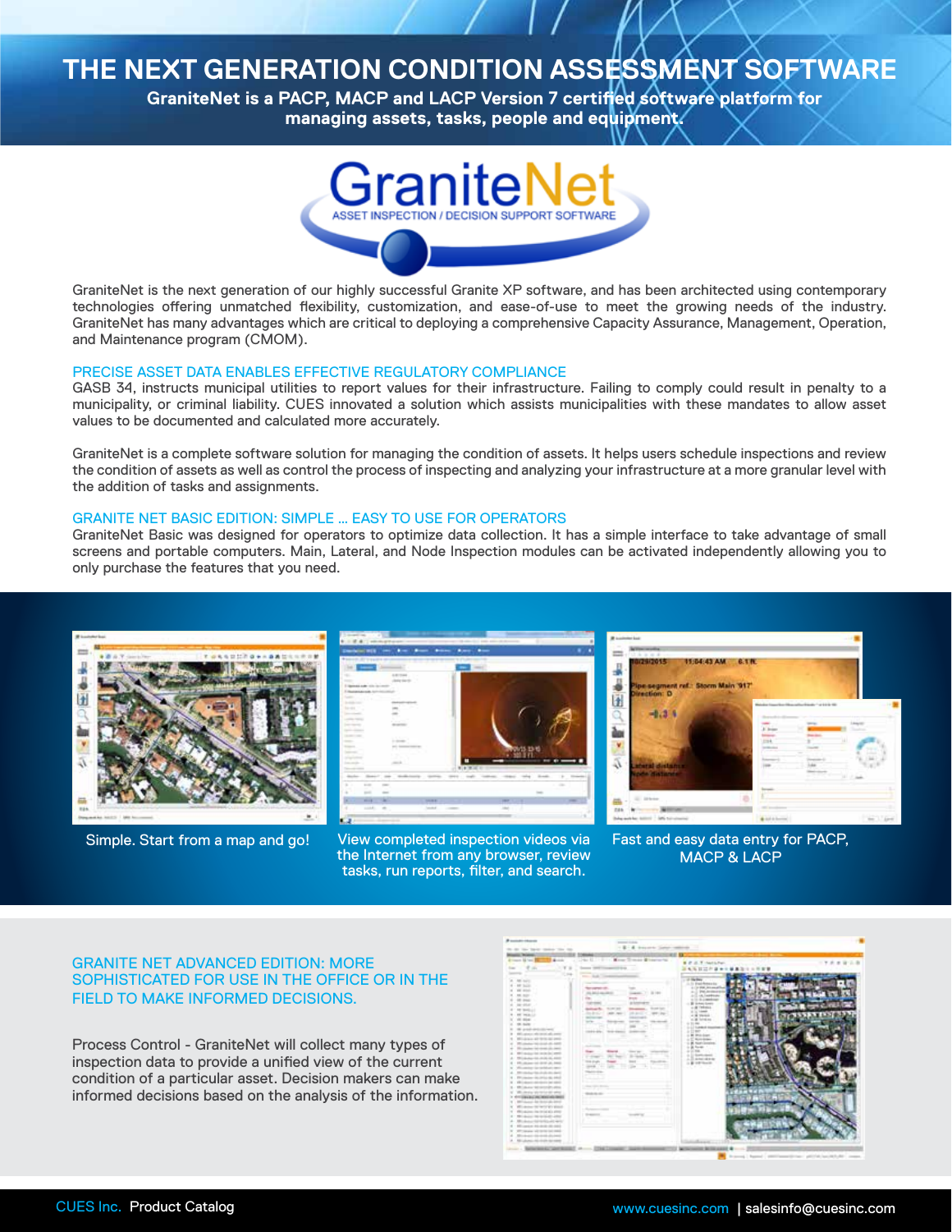# THE NEXT GENERATION CONDITION ASSESSMENT SOFTWARE

**GraniteNet is a PACP, MACP and LACP Version 7 certified software platform for managing assets, tasks, people and equipment.**

GraniteNet
ASSET INSPECTION / DECISION SUPPORT SOFTWARE

GraniteNet is the next generation of our highly successful Granite XP software, and has been architected using contemporary technologies offering unmatched flexibility, customization, and ease-of-use to meet the growing needs of the industry. GraniteNet has many advantages which are critical to deploying a comprehensive Capacity Assurance, Management, Operation, and Maintenance program (CMOM).

## PRECISE ASSET DATA ENABLES EFFECTIVE REGULATORY COMPLIANCE

GASB 34, instructs municipal utilities to report values for their infrastructure. Failing to comply could result in penalty to a municipality, or criminal liability. CUES innovated a solution which assists municipalities with these mandates to allow asset values to be documented and calculated more accurately.

GraniteNet is a complete software solution for managing the condition of assets. It helps users schedule inspections and review the condition of assets as well as control the process of inspecting and analyzing your infrastructure at a more granular level with the addition of tasks and assignments.

## GRANITE NET BASIC EDITION: SIMPLE ... EASY TO USE FOR OPERATORS

GraniteNet Basic was designed for operators to optimize data collection. It has a simple interface to take advantage of small screens and portable computers. Main, Lateral, and Node Inspection modules can be activated independently allowing you to only purchase the features that you need.

Simple. Start from a map and go!

View completed inspection videos via the Internet from any browser, review tasks, run reports, filter, and search.

Fast and easy data entry for PACP, MACP & LACP

## GRANITE NET ADVANCED EDITION: MORE SOPHISTICATED FOR USE IN THE OFFICE OR IN THE FIELD TO MAKE INFORMED DECISIONS.

Process Control - GraniteNet will collect many types of inspection data to provide a unified view of the current condition of a particular asset. Decision makers can make informed decisions based on the analysis of the information.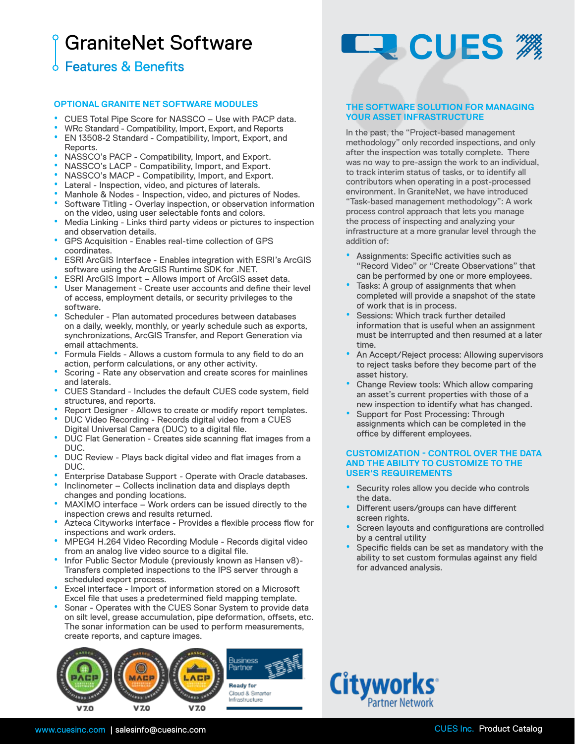# GraniteNet Software

## Features & Benefits

### OPTIONAL GRANITE NET SOFTWARE MODULES

- CUES Total Pipe Score for NASSCO – Use with PACP data.
- WRc Standard - Compatibility, Import, Export, and Reports
- EN 13508-2 Standard - Compatibility, Import, Export, and Reports.
- NASSCO's PACP - Compatibility, Import, and Export.
- NASSCO's LACP - Compatibility, Import, and Export.
- NASSCO's MACP - Compatibility, Import, and Export.
- Lateral - Inspection, video, and pictures of laterals.
- Manhole & Nodes - Inspection, video, and pictures of Nodes.
- Software Titling - Overlay inspection, or observation information on the video, using user selectable fonts and colors.
- Media Linking - Links third party videos or pictures to inspection and observation details.
- GPS Acquisition - Enables real-time collection of GPS coordinates.
- ESRI ArcGIS Interface - Enables integration with ESRI's ArcGIS software using the ArcGIS Runtime SDK for .NET.
- ESRI ArcGIS Import – Allows import of ArcGIS asset data.
- User Management - Create user accounts and define their level of access, employment details, or security privileges to the software.
- Scheduler - Plan automated procedures between databases on a daily, weekly, monthly, or yearly schedule such as exports, synchronizations, ArcGIS Transfer, and Report Generation via email attachments.
- Formula Fields - Allows a custom formula to any field to do an action, perform calculations, or any other activity.
- Scoring - Rate any observation and create scores for mainlines and laterals.
- CUES Standard - Includes the default CUES code system, field structures, and reports.
- Report Designer - Allows to create or modify report templates.
- DUC Video Recording - Records digital video from a CUES Digital Universal Camera (DUC) to a digital file.
- DUC Flat Generation - Creates side scanning flat images from a DUC.
- DUC Review - Plays back digital video and flat images from a DUC.
- Enterprise Database Support - Operate with Oracle databases.
- Inclinometer – Collects inclination data and displays depth changes and ponding locations.
- MAXIMO interface – Work orders can be issued directly to the inspection crews and results returned.
- Azteca Cityworks interface - Provides a flexible process flow for inspections and work orders.
- MPEG4 H.264 Video Recording Module - Records digital video from an analog live video source to a digital file.
- Infor Public Sector Module (previously known as Hansen v8)- Transfers completed inspections to the IPS server through a scheduled export process.
- Excel interface - Import of information stored on a Microsoft Excel file that uses a predetermined field mapping template.
- Sonar - Operates with the CUES Sonar System to provide data on silt level, grease accumulation, pipe deformation, offsets, etc. The sonar information can be used to perform measurements, create reports, and capture images.

PACP V7.0 MACP V7.0 LACP V7.0

Business Partner IBM — Ready for Cloud & Smarter Infrastructure

CUES

### THE SOFTWARE SOLUTION FOR MANAGING YOUR ASSET INFRASTRUCTURE

In the past, the "Project-based management methodology" only recorded inspections, and only after the inspection was totally complete. There was no way to pre-assign the work to an individual, to track interim status of tasks, or to identify all contributors when operating in a post-processed environment. In GraniteNet, we have introduced "Task-based management methodology": A work process control approach that lets you manage the process of inspecting and analyzing your infrastructure at a more granular level through the addition of:

- Assignments: Specific activities such as "Record Video" or "Create Observations" that can be performed by one or more employees.
- Tasks: A group of assignments that when completed will provide a snapshot of the state of work that is in process.
- Sessions: Which track further detailed information that is useful when an assignment must be interrupted and then resumed at a later time.
- An Accept/Reject process: Allowing supervisors to reject tasks before they become part of the asset history.
- Change Review tools: Which allow comparing an asset's current properties with those of a new inspection to identify what has changed.
- Support for Post Processing: Through assignments which can be completed in the office by different employees.

### CUSTOMIZATION - CONTROL OVER THE DATA AND THE ABILITY TO CUSTOMIZE TO THE USER'S REQUIREMENTS

- Security roles allow you decide who controls the data.
- Different users/groups can have different screen rights.
- Screen layouts and configurations are controlled by a central utility
- Specific fields can be set as mandatory with the ability to set custom formulas against any field for advanced analysis.

Cityworks Partner Network

www.cuesinc.com | salesinfo@cuesinc.com

CUES Inc. Product Catalog